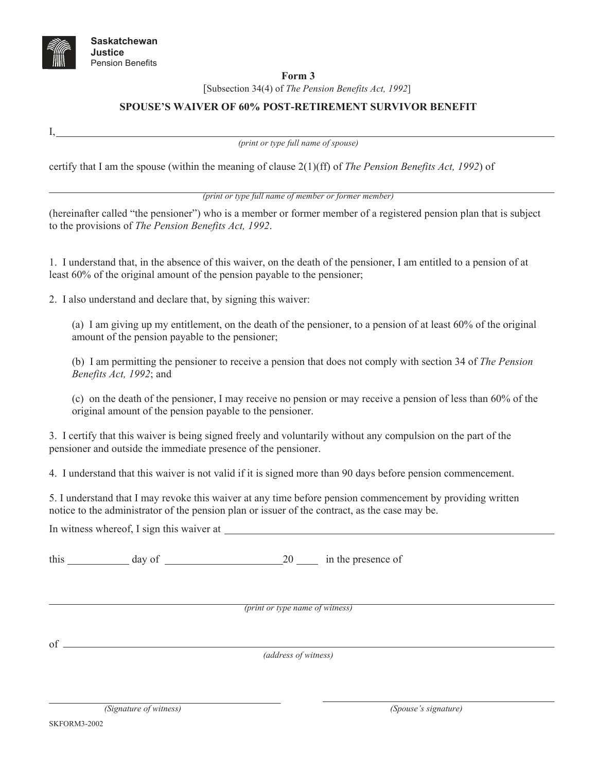**Saskatchewan Justice**
Pension Benefits

**Form 3**

[Subsection 34(4) of *The Pension Benefits Act, 1992*]

## SPOUSE'S WAIVER OF 60% POST-RETIREMENT SURVIVOR BENEFIT

I, ______________________________________________________________
*(print or type full name of spouse)*

certify that I am the spouse (within the meaning of clause 2(1)(ff) of *The Pension Benefits Act, 1992*) of

______________________________________________________________
*(print or type full name of member or former member)*

(hereinafter called "the pensioner") who is a member or former member of a registered pension plan that is subject to the provisions of *The Pension Benefits Act, 1992*.

1. I understand that, in the absence of this waiver, on the death of the pensioner, I am entitled to a pension of at least 60% of the original amount of the pension payable to the pensioner;

2. I also understand and declare that, by signing this waiver:

   (a) I am giving up my entitlement, on the death of the pensioner, to a pension of at least 60% of the original amount of the pension payable to the pensioner;

   (b) I am permitting the pensioner to receive a pension that does not comply with section 34 of *The Pension Benefits Act, 1992*; and

   (c) on the death of the pensioner, I may receive no pension or may receive a pension of less than 60% of the original amount of the pension payable to the pensioner.

3. I certify that this waiver is being signed freely and voluntarily without any compulsion on the part of the pensioner and outside the immediate presence of the pensioner.

4. I understand that this waiver is not valid if it is signed more than 90 days before pension commencement.

5. I understand that I may revoke this waiver at any time before pension commencement by providing written notice to the administrator of the pension plan or issuer of the contract, as the case may be.

In witness whereof, I sign this waiver at ______________________________________________

this ___________ day of ______________________ 20 ____ in the presence of

______________________________________________________________
*(print or type name of witness)*

of ______________________________________________________________
*(address of witness)*

______________________________ ______________________________
*(Signature of witness)* *(Spouse's signature)*

SKFORM3-2002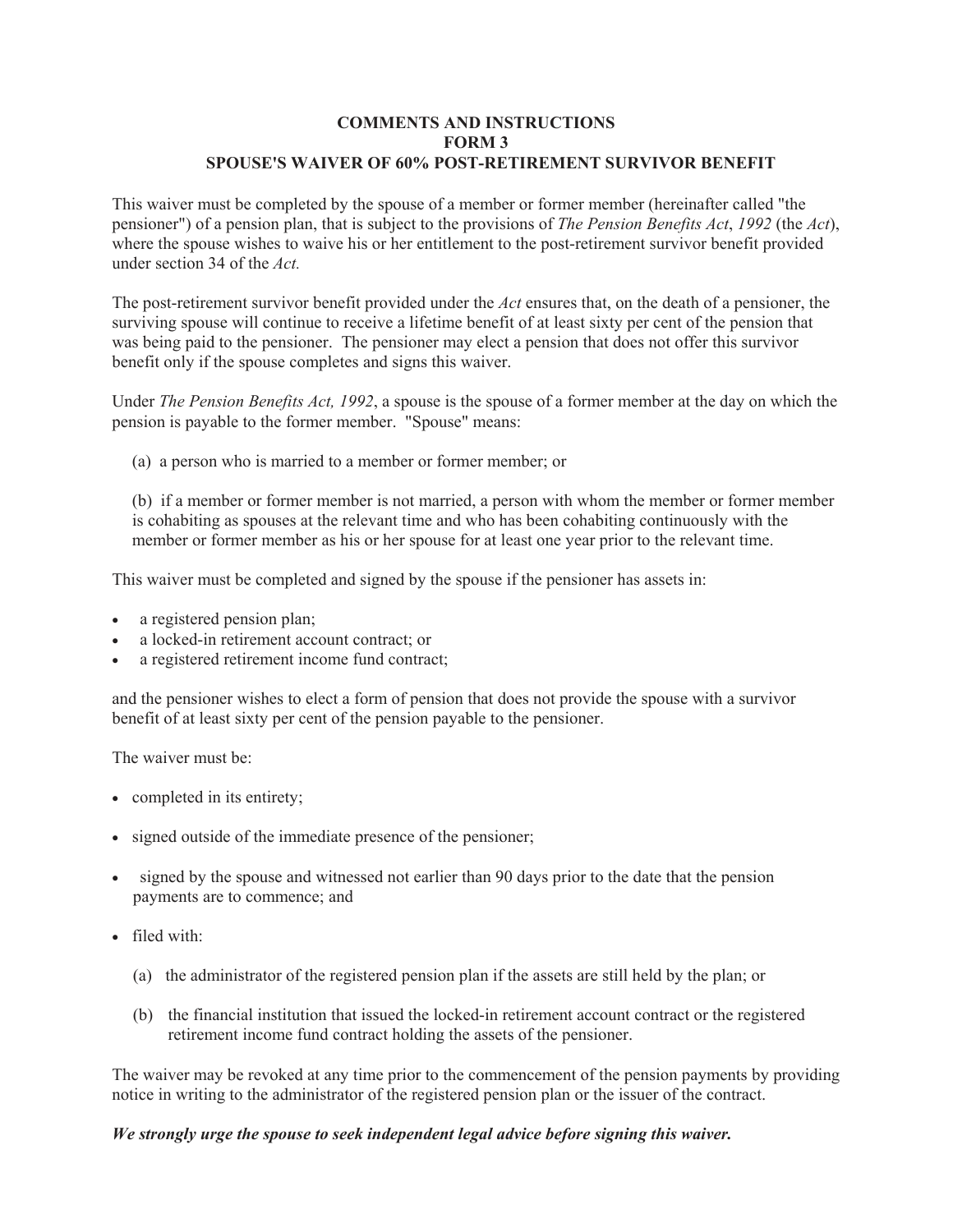**COMMENTS AND INSTRUCTIONS**
**FORM 3**
**SPOUSE'S WAIVER OF 60% POST-RETIREMENT SURVIVOR BENEFIT**

This waiver must be completed by the spouse of a member or former member (hereinafter called "the pensioner") of a pension plan, that is subject to the provisions of *The Pension Benefits Act*, *1992* (the *Act*), where the spouse wishes to waive his or her entitlement to the post-retirement survivor benefit provided under section 34 of the *Act.*

The post-retirement survivor benefit provided under the *Act* ensures that, on the death of a pensioner, the surviving spouse will continue to receive a lifetime benefit of at least sixty per cent of the pension that was being paid to the pensioner. The pensioner may elect a pension that does not offer this survivor benefit only if the spouse completes and signs this waiver.

Under *The Pension Benefits Act, 1992*, a spouse is the spouse of a former member at the day on which the pension is payable to the former member. "Spouse" means:

(a) a person who is married to a member or former member; or

(b) if a member or former member is not married, a person with whom the member or former member is cohabiting as spouses at the relevant time and who has been cohabiting continuously with the member or former member as his or her spouse for at least one year prior to the relevant time.

This waiver must be completed and signed by the spouse if the pensioner has assets in:

- a registered pension plan;
- a locked-in retirement account contract; or
- a registered retirement income fund contract;

and the pensioner wishes to elect a form of pension that does not provide the spouse with a survivor benefit of at least sixty per cent of the pension payable to the pensioner.

The waiver must be:

- completed in its entirety;
- signed outside of the immediate presence of the pensioner;
- signed by the spouse and witnessed not earlier than 90 days prior to the date that the pension payments are to commence; and
- filed with:

  (a) the administrator of the registered pension plan if the assets are still held by the plan; or

  (b) the financial institution that issued the locked-in retirement account contract or the registered retirement income fund contract holding the assets of the pensioner.

The waiver may be revoked at any time prior to the commencement of the pension payments by providing notice in writing to the administrator of the registered pension plan or the issuer of the contract.

***We strongly urge the spouse to seek independent legal advice before signing this waiver.***